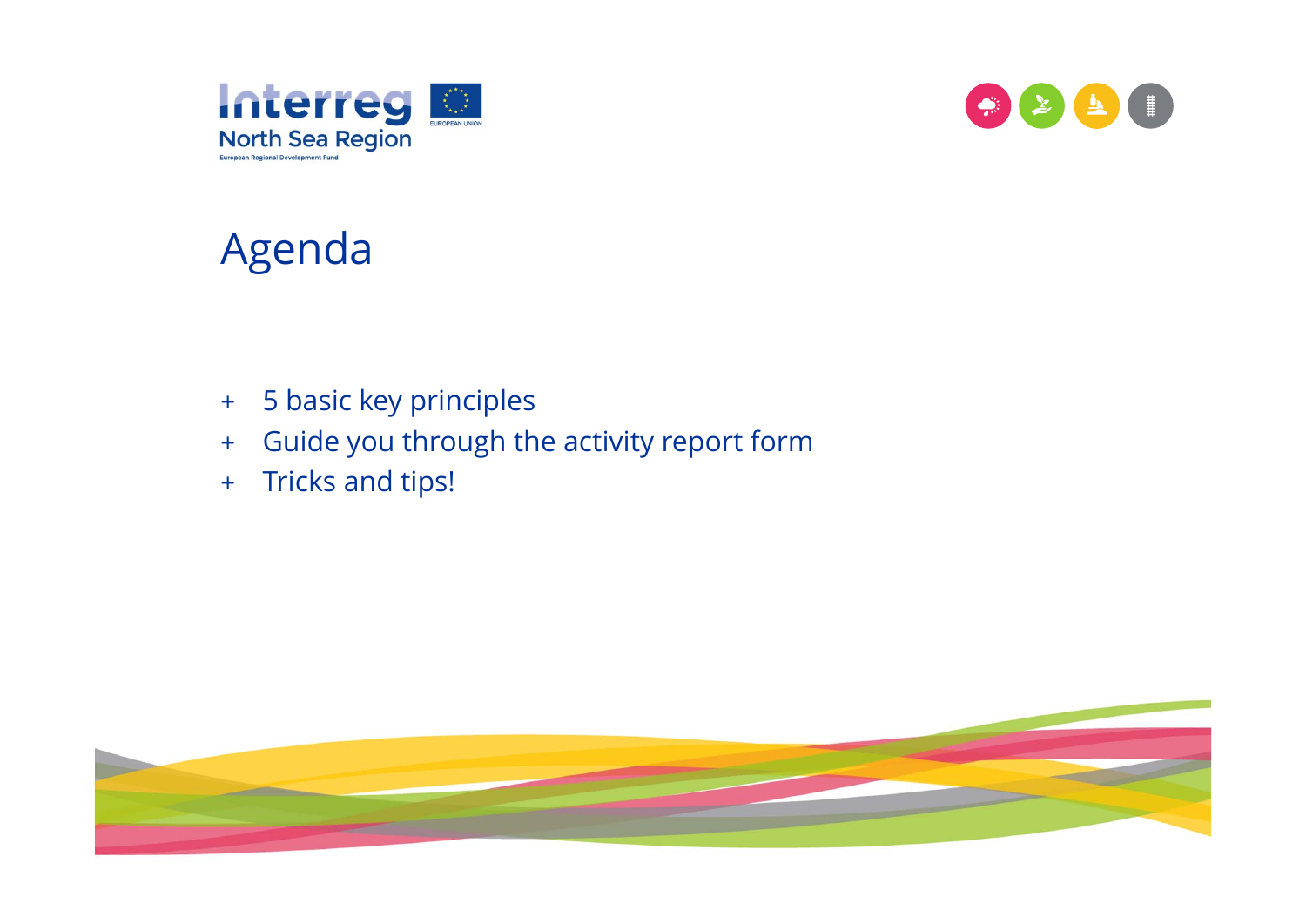Interreg North Sea Region

European Regional Development Fund

EUROPEAN UNION

# Agenda

- 5 basic key principles
- Guide you through the activity report form
- Tricks and tips!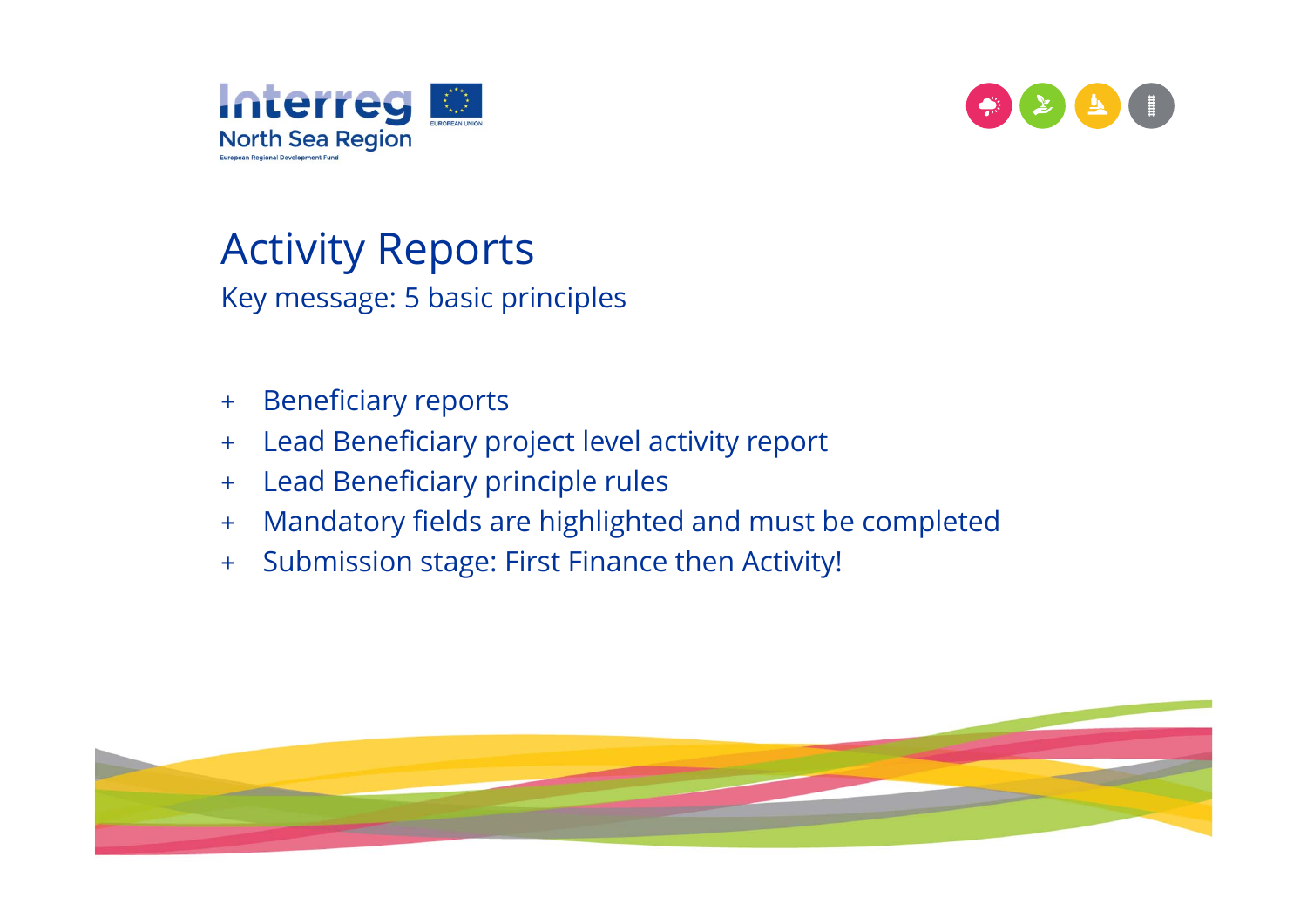# Activity Reports

Key message: 5 basic principles

- Beneficiary reports
- Lead Beneficiary project level activity report
- Lead Beneficiary principle rules
- Mandatory fields are highlighted and must be completed
- Submission stage: First Finance then Activity!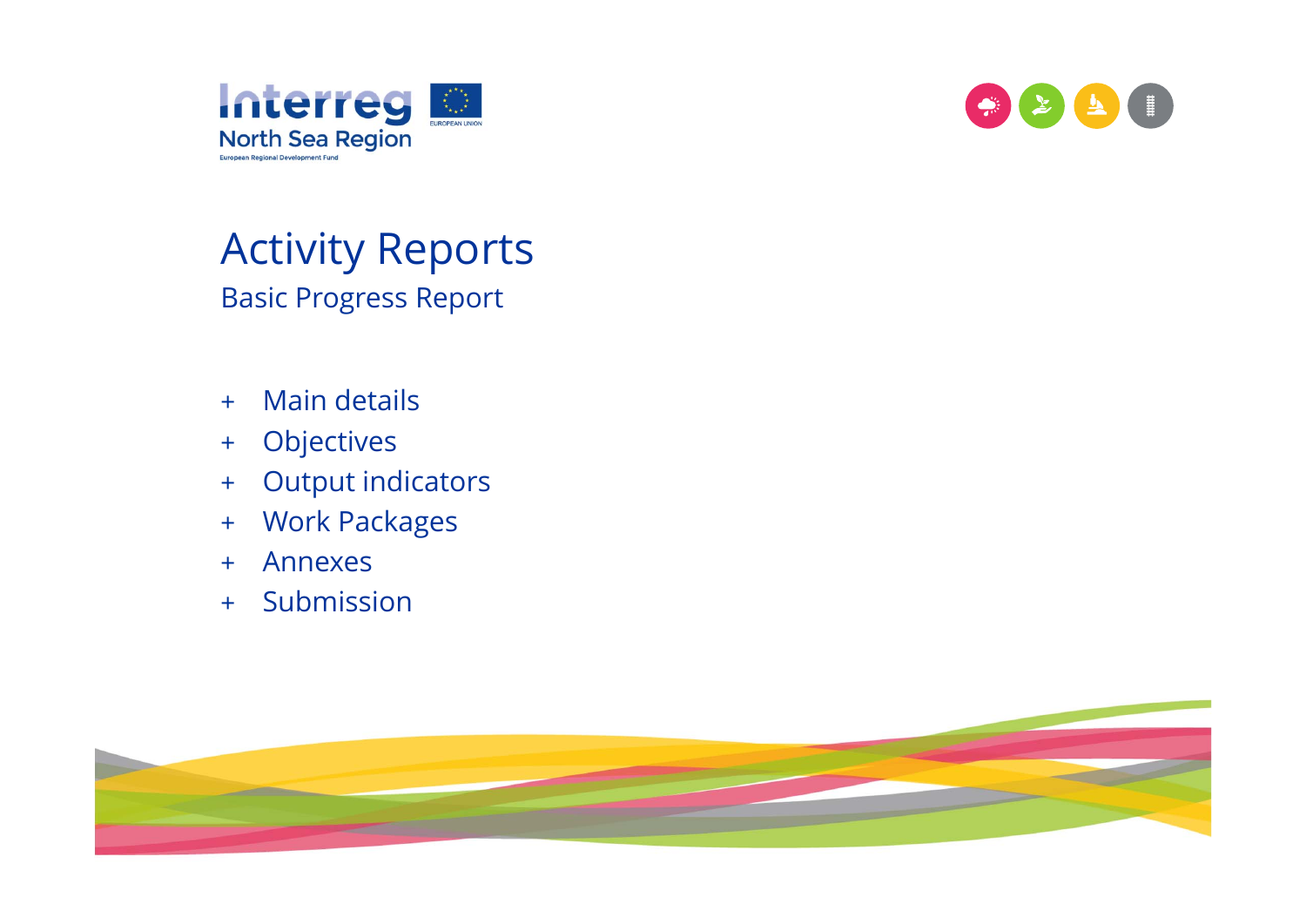# Activity Reports

## Basic Progress Report

+ Main details
+ Objectives
+ Output indicators
+ Work Packages
+ Annexes
+ Submission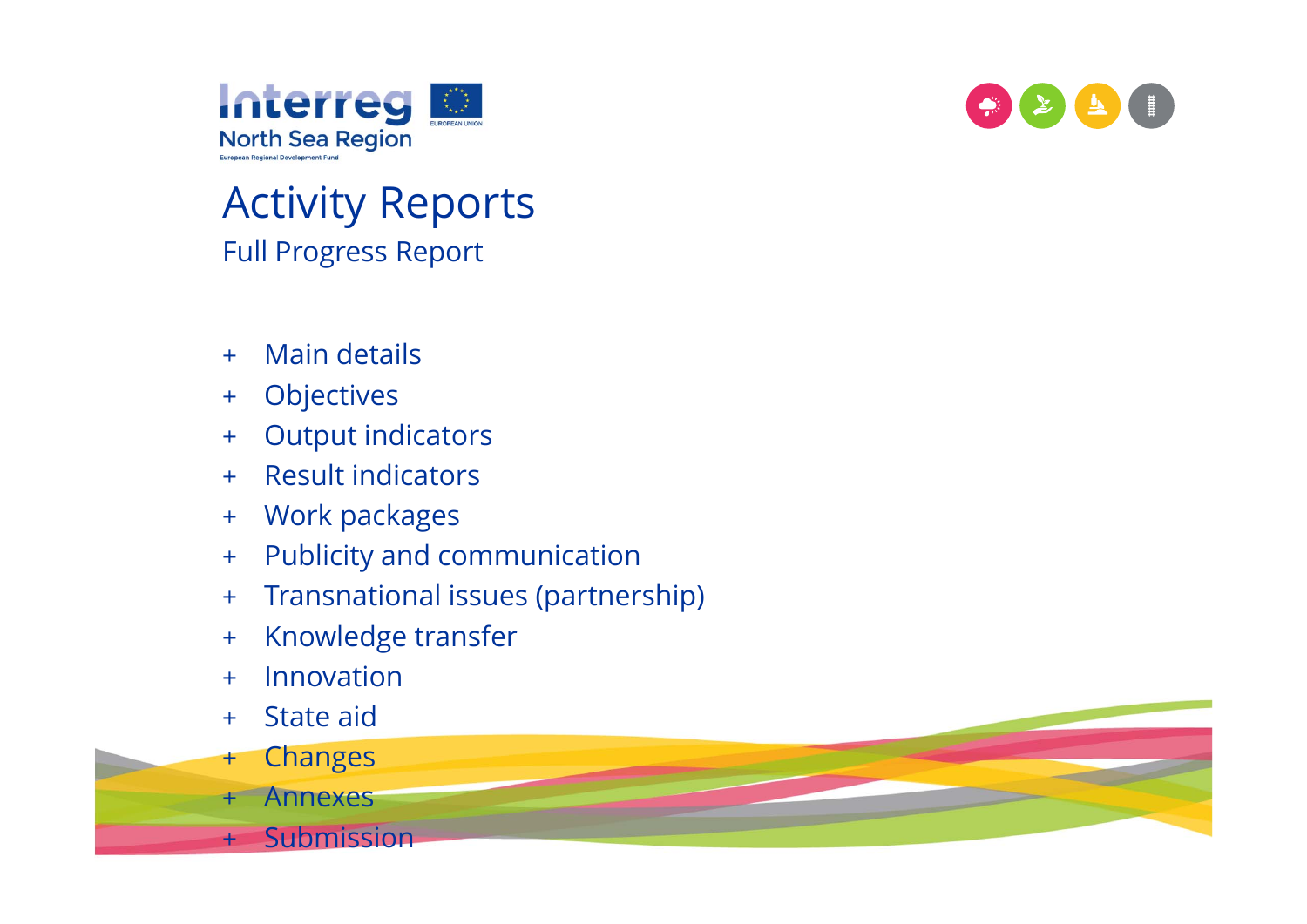# Activity Reports

## Full Progress Report

+ Main details
+ Objectives
+ Output indicators
+ Result indicators
+ Work packages
+ Publicity and communication
+ Transnational issues (partnership)
+ Knowledge transfer
+ Innovation
+ State aid
+ Changes
+ Annexes
+ Submission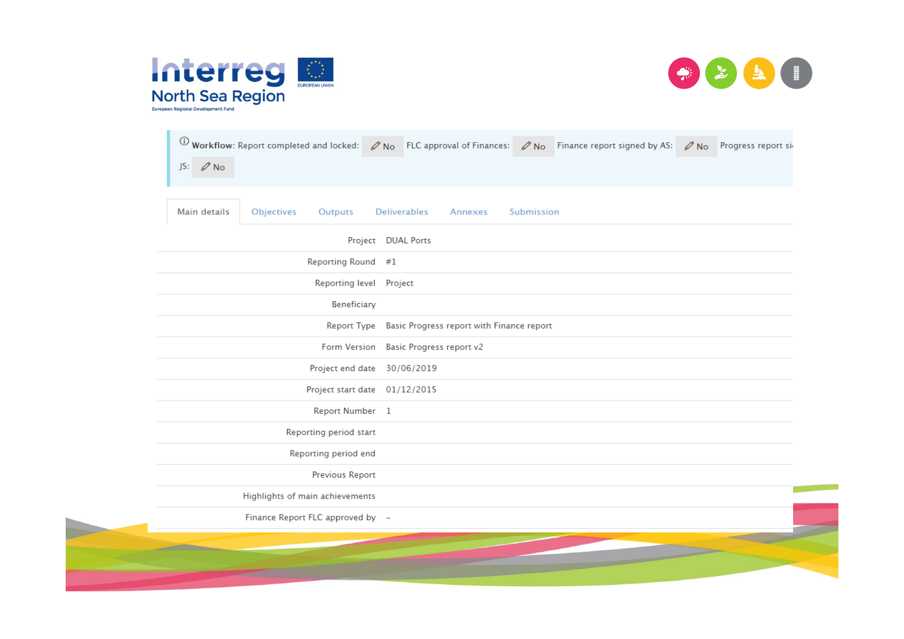Interreg North Sea Region

European Regional Development Fund

EUROPEAN UNION

ⓘ **Workflow**: Report completed and locked: No FLC approval of Finances: No Finance report signed by AS: No Progress report si JS: No

Main details | Objectives | Outputs | Deliverables | Annexes | Submission

| | |
|---|---|
| Project | DUAL Ports |
| Reporting Round | #1 |
| Reporting level | Project |
| Beneficiary | |
| Report Type | Basic Progress report with Finance report |
| Form Version | Basic Progress report v2 |
| Project end date | 30/06/2019 |
| Project start date | 01/12/2015 |
| Report Number | 1 |
| Reporting period start | |
| Reporting period end | |
| Previous Report | |
| Highlights of main achievements | |
| Finance Report FLC approved by | - |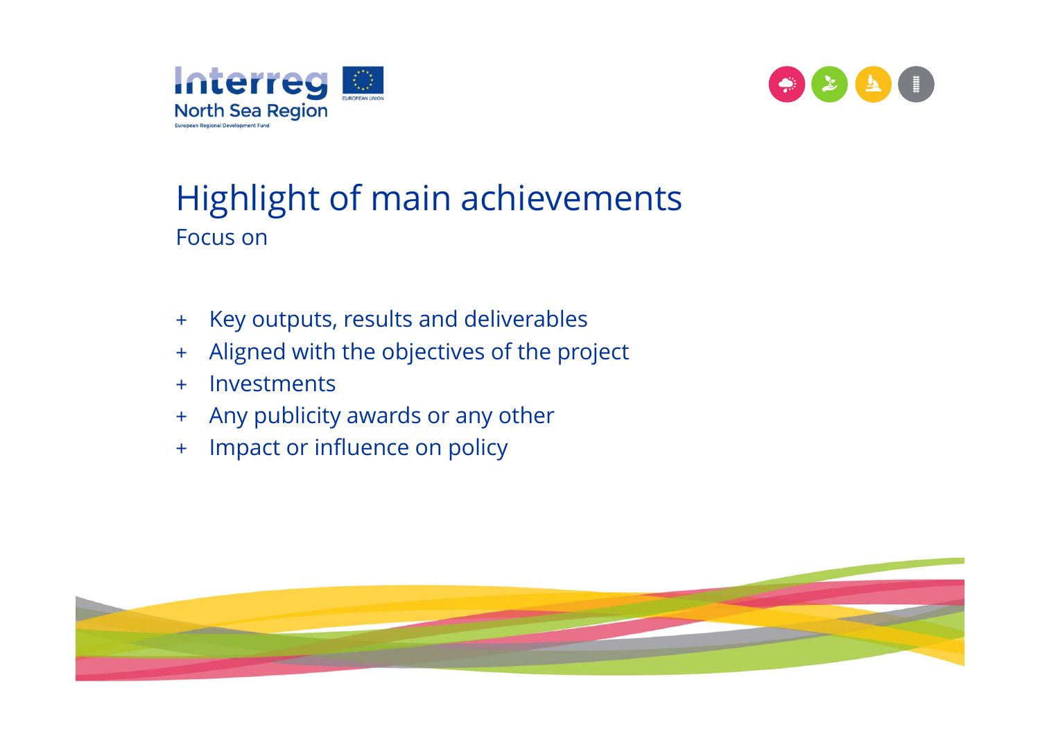# Highlight of main achievements

Focus on

- Key outputs, results and deliverables
- Aligned with the objectives of the project
- Investments
- Any publicity awards or any other
- Impact or influence on policy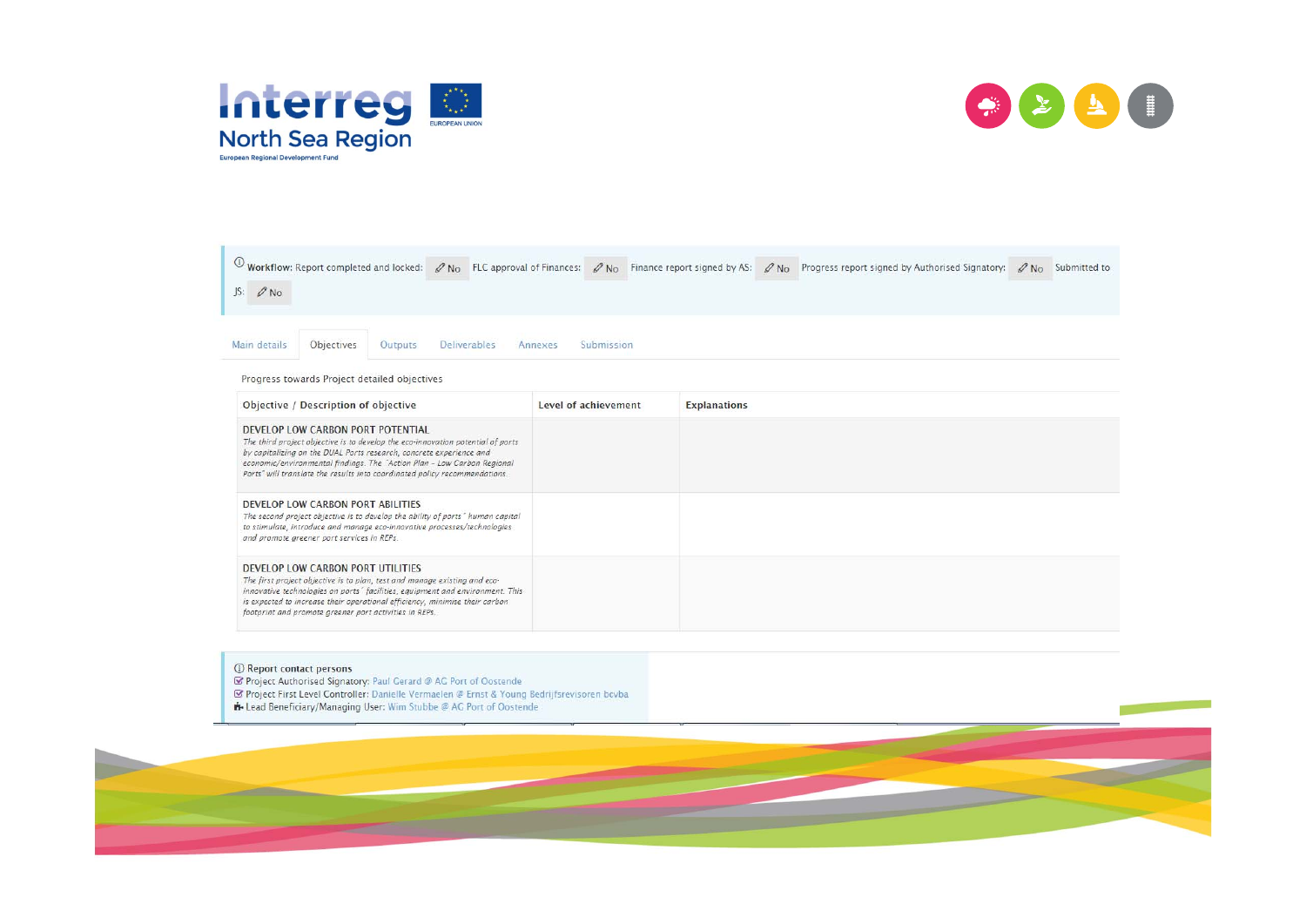Workflow: Report completed and locked: No FLC approval of Finances: No Finance report signed by AS: No Progress report signed by Authorised Signatory: No Submitted to JS: No

Main details | Objectives | Outputs | Deliverables | Annexes | Submission

Progress towards Project detailed objectives

| Objective / Description of objective | Level of achievement | Explanations |
| --- | --- | --- |
| DEVELOP LOW CARBON PORT POTENTIAL<br>*The third project objective is to develop the eco-innovation potential of ports by capitalizing on the DUAL Ports research, concrete experience and economic/environmental findings. The "Action Plan - Low Carbon Regional Ports" will translate the results into coordinated policy recommendations.* | | |
| DEVELOP LOW CARBON PORT ABILITIES<br>*The second project objective is to develop the ability of ports' human capital to stimulate, introduce and manage eco-innovative processes/technologies and promote greener port services in REPs.* | | |
| DEVELOP LOW CARBON PORT UTILITIES<br>*The first project objective is to plan, test and manage existing and eco-innovative technologies on ports' facilities, equipment and environment. This is expected to increase their operational efficiency, minimise their carbon footprint and promote greener port activities in REPs.* | | |

Report contact persons

- Project Authorised Signatory: Paul Gerard @ AG Port of Oostende
- Project First Level Controller: Danielle Vermaelen @ Ernst & Young Bedrijfsrevisoren bcvba
- Lead Beneficiary/Managing User: Wim Stubbe @ AG Port of Oostende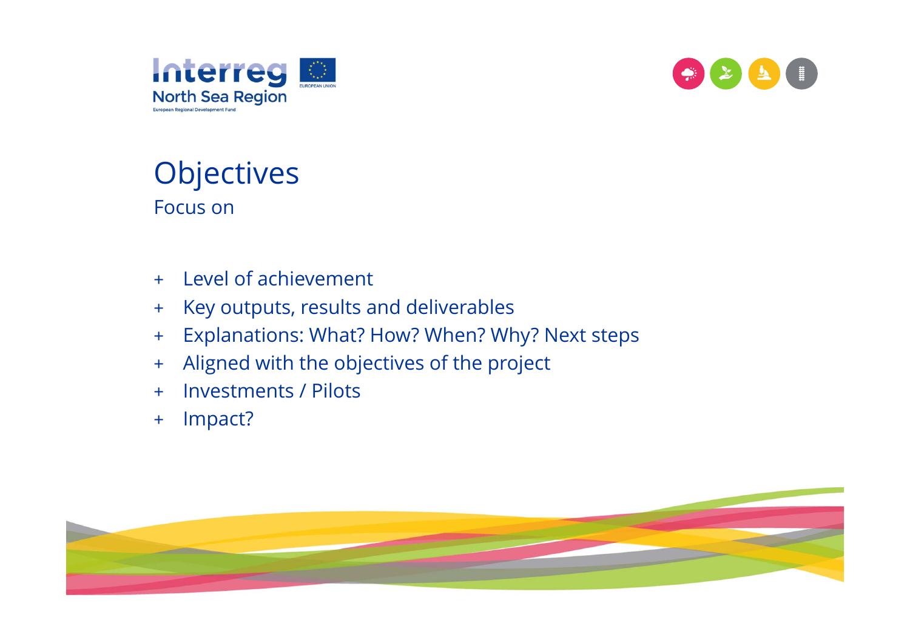# Objectives

Focus on

- Level of achievement
- Key outputs, results and deliverables
- Explanations: What? How? When? Why? Next steps
- Aligned with the objectives of the project
- Investments / Pilots
- Impact?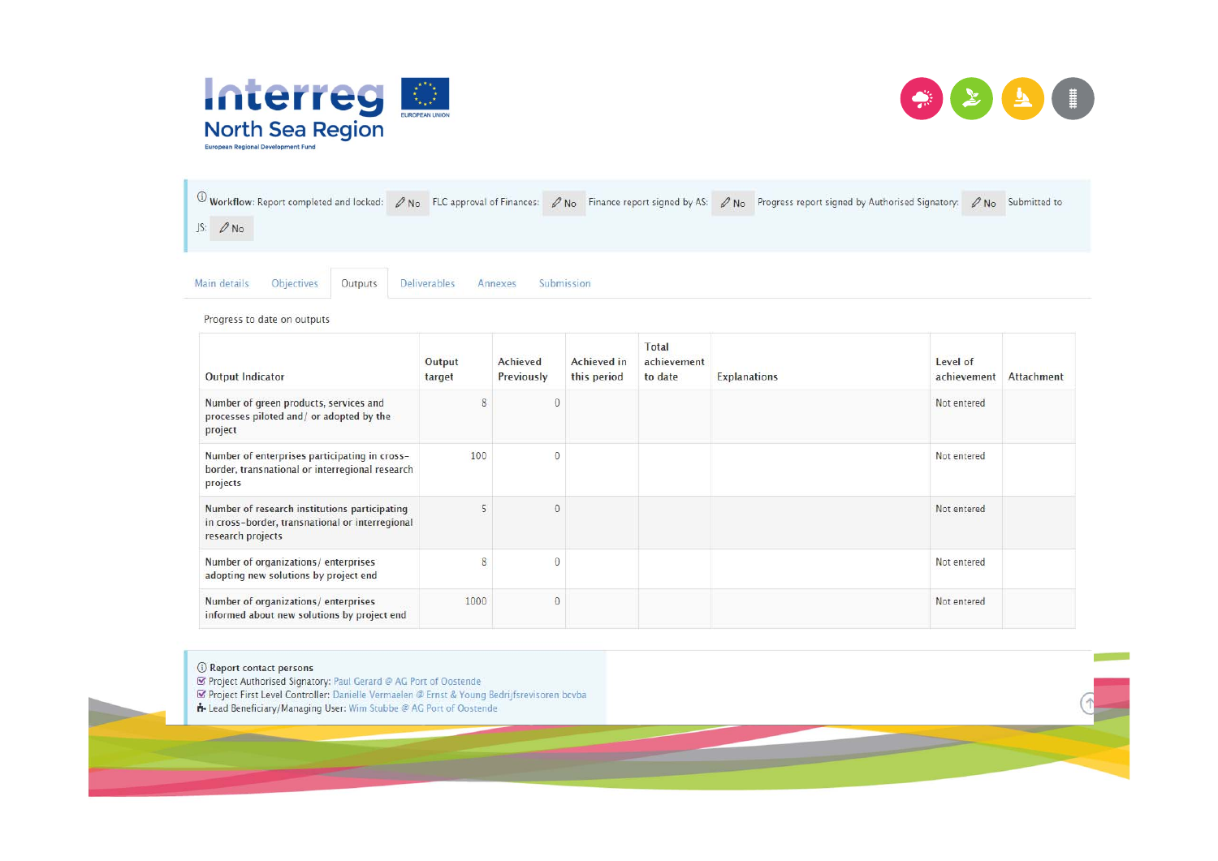Interreg
North Sea Region
European Regional Development Fund

EUROPEAN UNION

Workflow: Report completed and locked: No FLC approval of Finances: No Finance report signed by AS: No Progress report signed by Authorised Signatory: No Submitted to JS: No

Main details | Objectives | Outputs | Deliverables | Annexes | Submission

Progress to date on outputs

| Output Indicator | Output target | Achieved Previously | Achieved in this period | Total achievement to date | Explanations | Level of achievement | Attachment |
|---|---|---|---|---|---|---|---|
| Number of green products, services and processes piloted and/ or adopted by the project | 8 | 0 | | | | Not entered | |
| Number of enterprises participating in cross-border, transnational or interregional research projects | 100 | 0 | | | | Not entered | |
| Number of research institutions participating in cross-border, transnational or interregional research projects | 5 | 0 | | | | Not entered | |
| Number of organizations/ enterprises adopting new solutions by project end | 8 | 0 | | | | Not entered | |
| Number of organizations/ enterprises informed about new solutions by project end | 1000 | 0 | | | | Not entered | |

Report contact persons
- Project Authorised Signatory: Paul Gerard @ AG Port of Oostende
- Project First Level Controller: Danielle Vermaelen @ Ernst & Young Bedrijfsrevisoren bcvba
- Lead Beneficiary/Managing User: Wim Stubbe @ AG Port of Oostende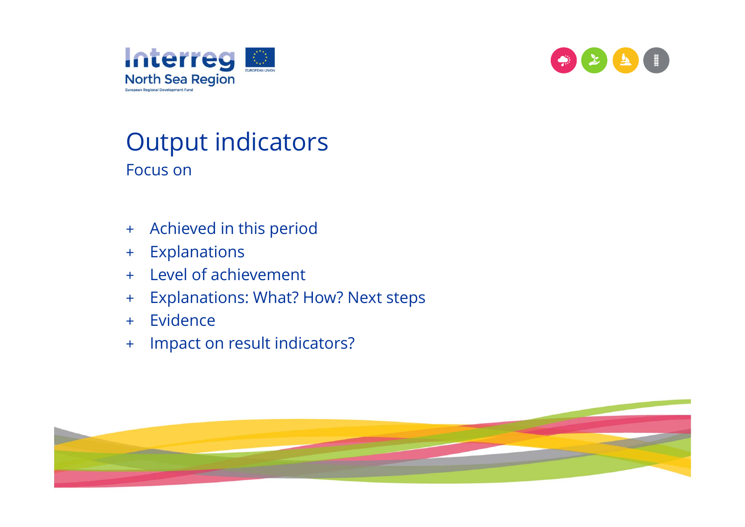# Output indicators

Focus on

+ Achieved in this period
+ Explanations
+ Level of achievement
+ Explanations: What? How? Next steps
+ Evidence
+ Impact on result indicators?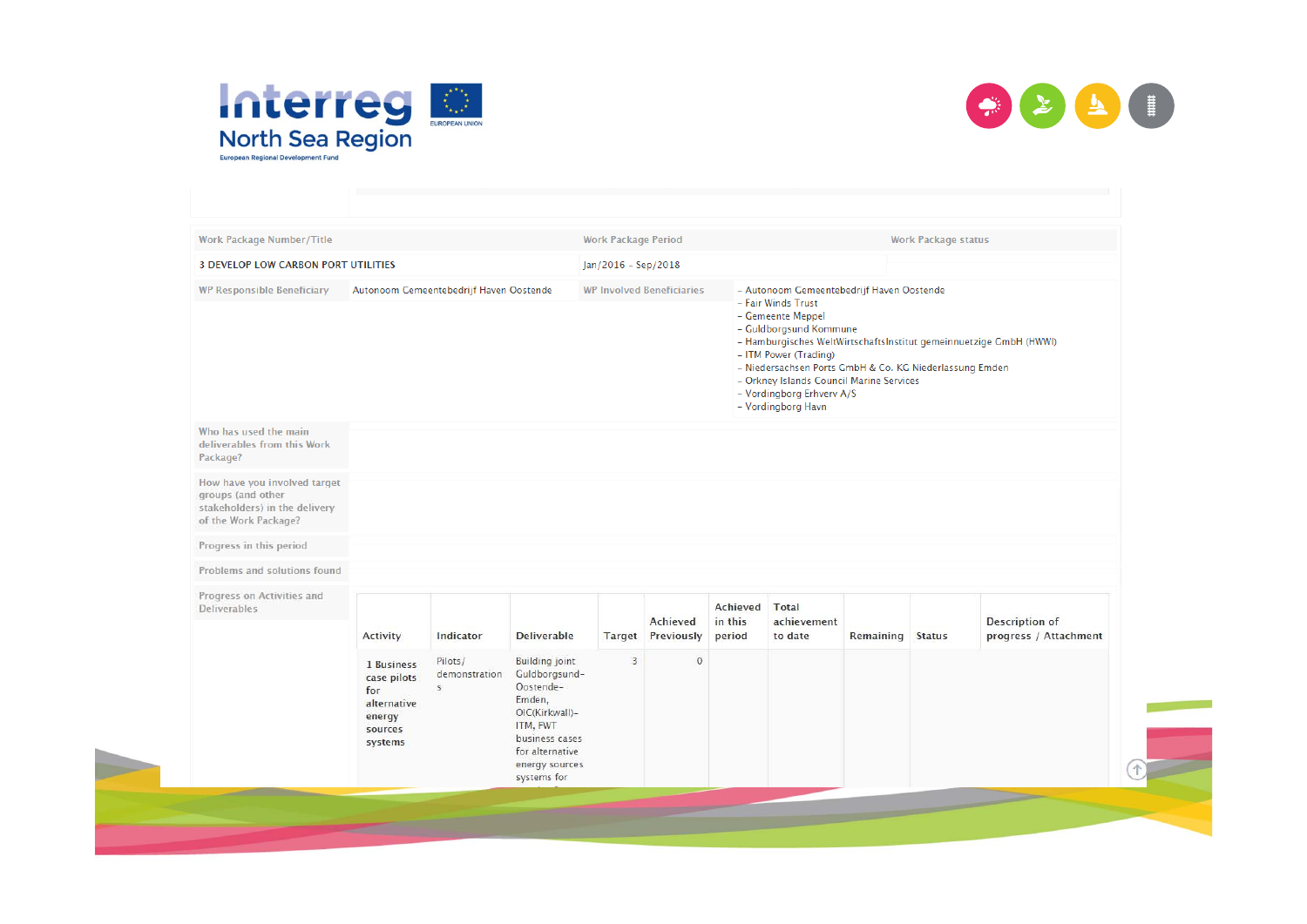| Work Package Number/Title | | Work Package Period | Work Package status |
|---|---|---|---|
| 3 DEVELOP LOW CARBON PORT UTILITIES | | Jan/2016 - Sep/2018 | |
| WP Responsible Beneficiary | Autonoom Gemeentebedrijf Haven Oostende | WP Involved Beneficiaries | - Autonoom Gemeentebedrijf Haven Oostende<br>- Fair Winds Trust<br>- Gemeente Meppel<br>- Guldborgsund Kommune<br>- Hamburgisches WeltWirtschaftsInstitut gemeinnuetzige GmbH (HWWI)<br>- ITM Power (Trading)<br>- Niedersachsen Ports GmbH & Co. KG Niederlassung Emden<br>- Orkney Islands Council Marine Services<br>- Vordingborg Erhverv A/S<br>- Vordingborg Havn |

Who has used the main deliverables from this Work Package?

How have you involved target groups (and other stakeholders) in the delivery of the Work Package?

Progress in this period

Problems and solutions found

Progress on Activities and Deliverables

| Activity | Indicator | Deliverable | Target | Achieved Previously | Achieved in this period | Total achievement to date | Remaining | Status | Description of progress / Attachment |
|---|---|---|---|---|---|---|---|---|---|
| 1 Business case pilots for alternative energy sources systems | Pilots/ demonstrations | Building joint Guldborgsund-Oostende-Emden, OIC(Kirkwall)-ITM, FWT business cases for alternative energy sources systems for | 3 | 0 | | | | | |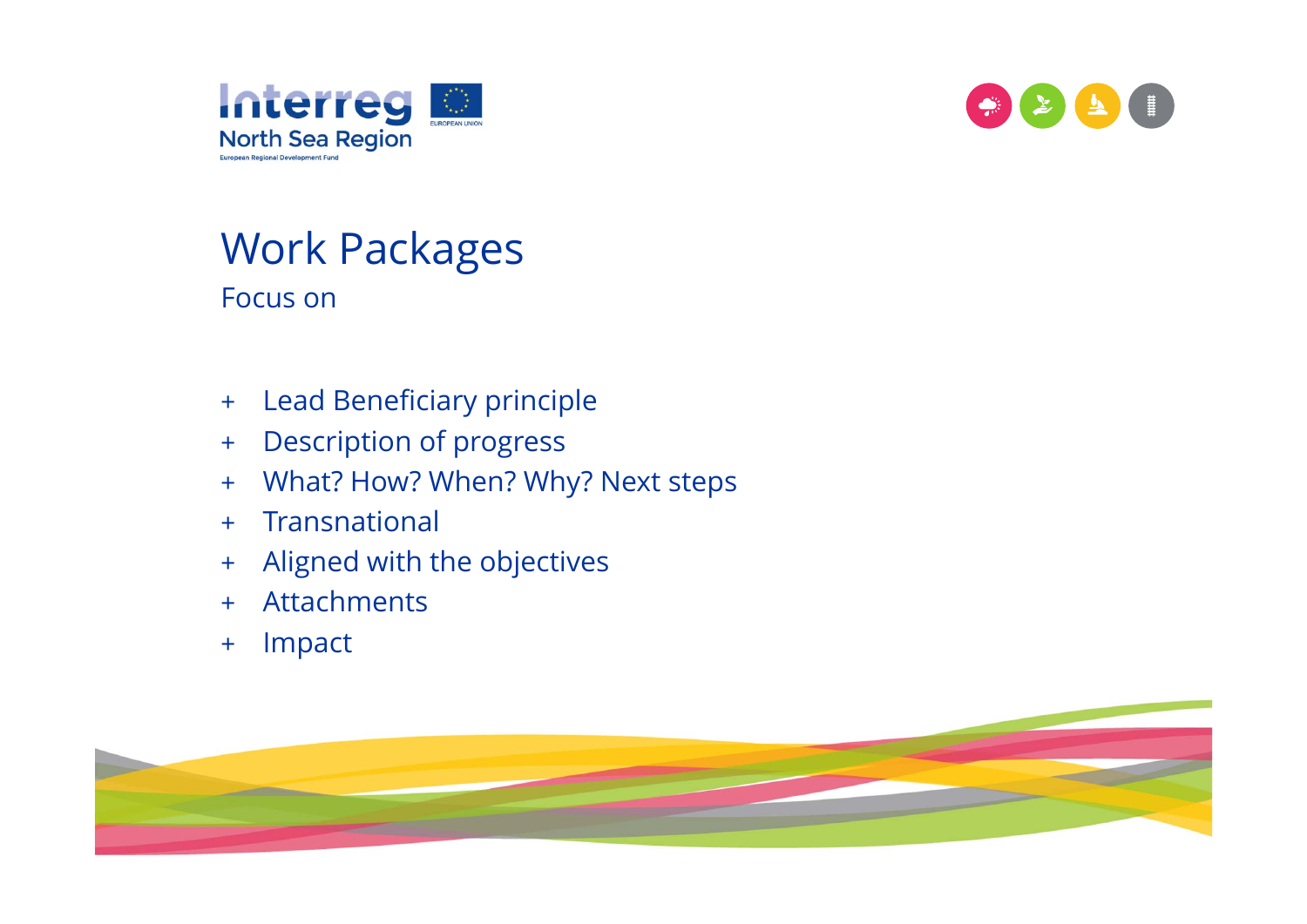# Work Packages

Focus on

- Lead Beneficiary principle
- Description of progress
- What? How? When? Why? Next steps
- Transnational
- Aligned with the objectives
- Attachments
- Impact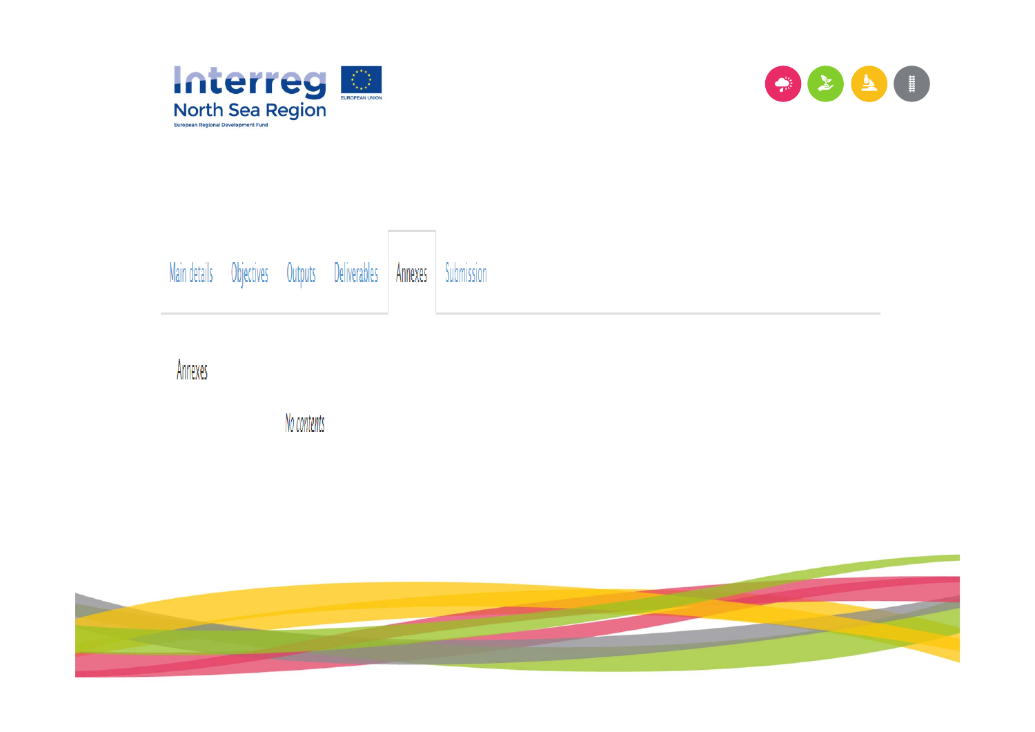Main details | Objectives | Outputs | Deliverables | Annexes | Submission

## Annexes

No contents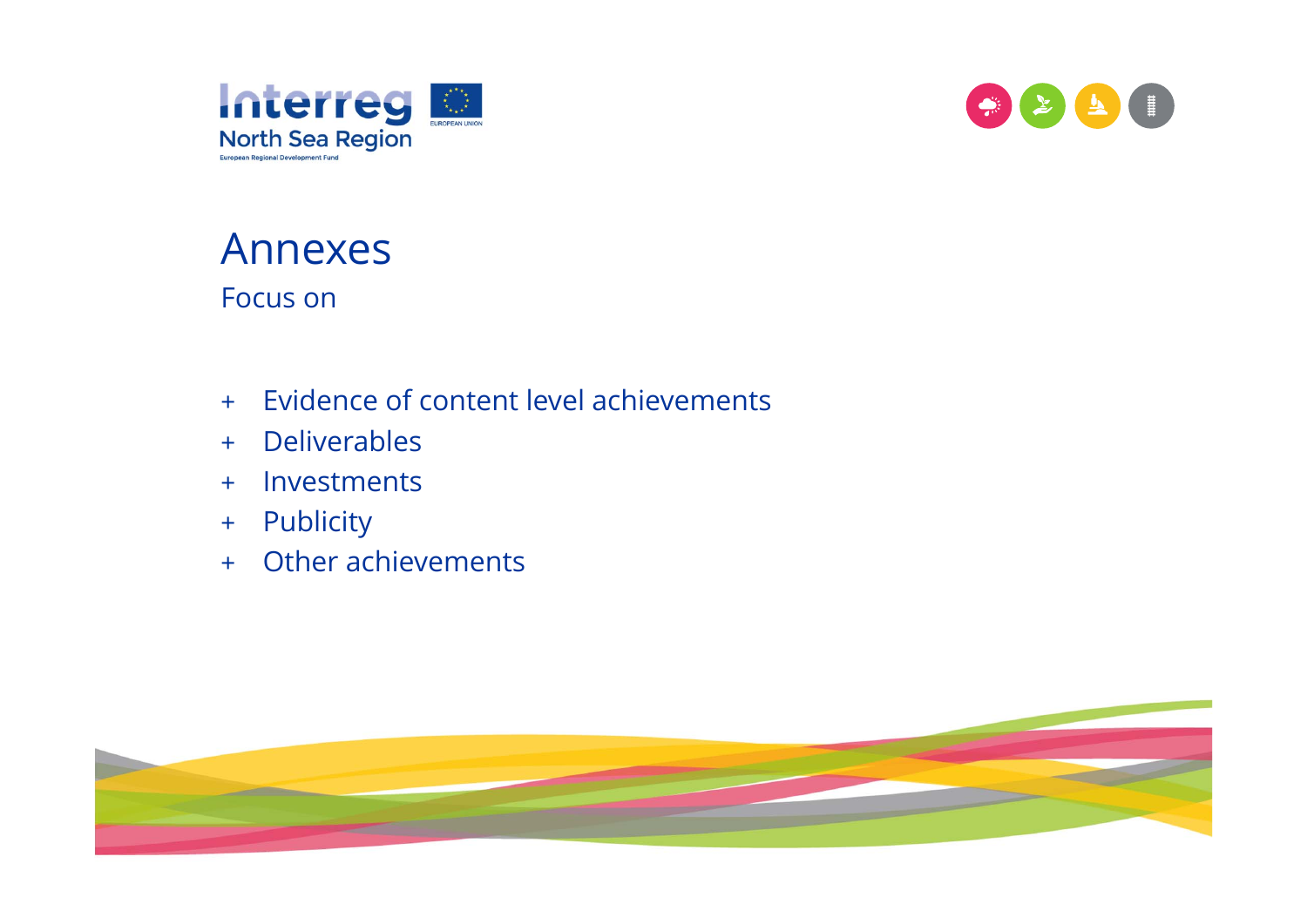# Annexes

Focus on

- Evidence of content level achievements
- Deliverables
- Investments
- Publicity
- Other achievements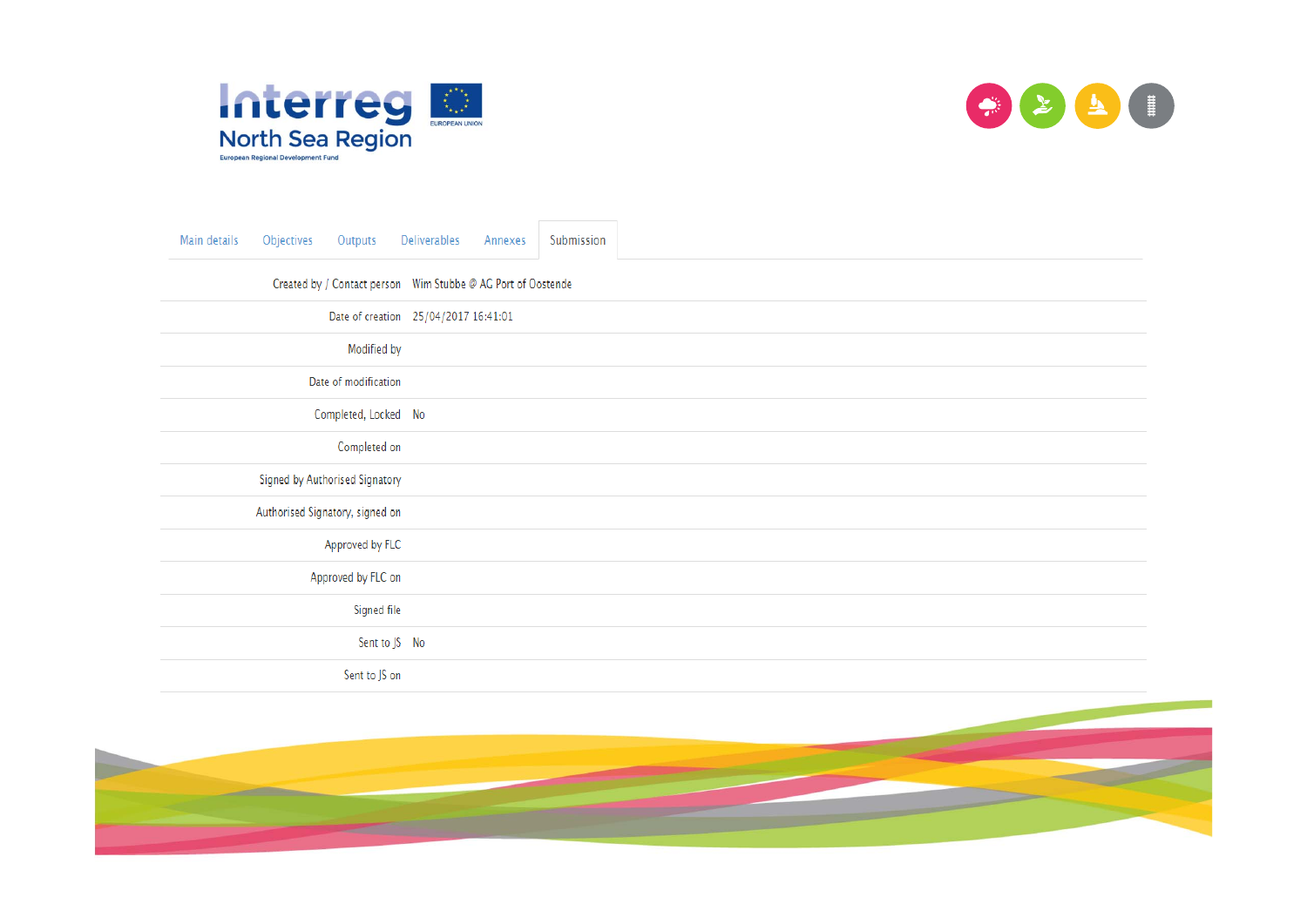Main details | Objectives | Outputs | Deliverables | Annexes | Submission

| | |
|---|---|
| Created by / Contact person | Wim Stubbe @ AG Port of Oostende |
| Date of creation | 25/04/2017 16:41:01 |
| Modified by | |
| Date of modification | |
| Completed, Locked | No |
| Completed on | |
| Signed by Authorised Signatory | |
| Authorised Signatory, signed on | |
| Approved by FLC | |
| Approved by FLC on | |
| Signed file | |
| Sent to JS | No |
| Sent to JS on | |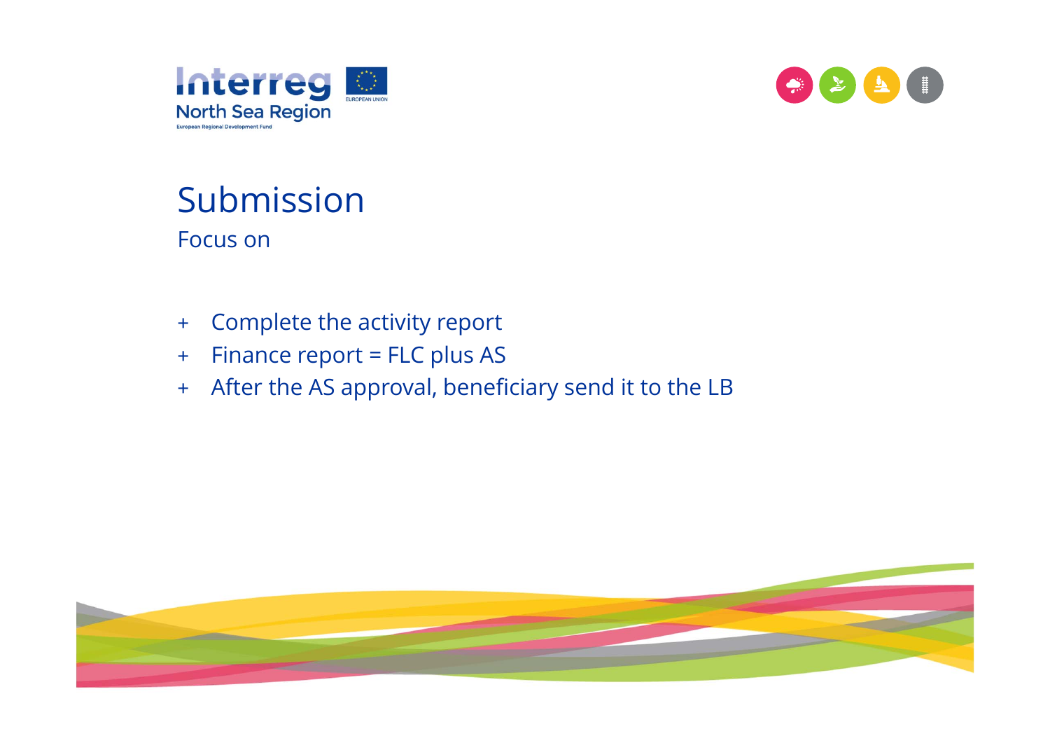# Submission

Focus on

- Complete the activity report
- Finance report = FLC plus AS
- After the AS approval, beneficiary send it to the LB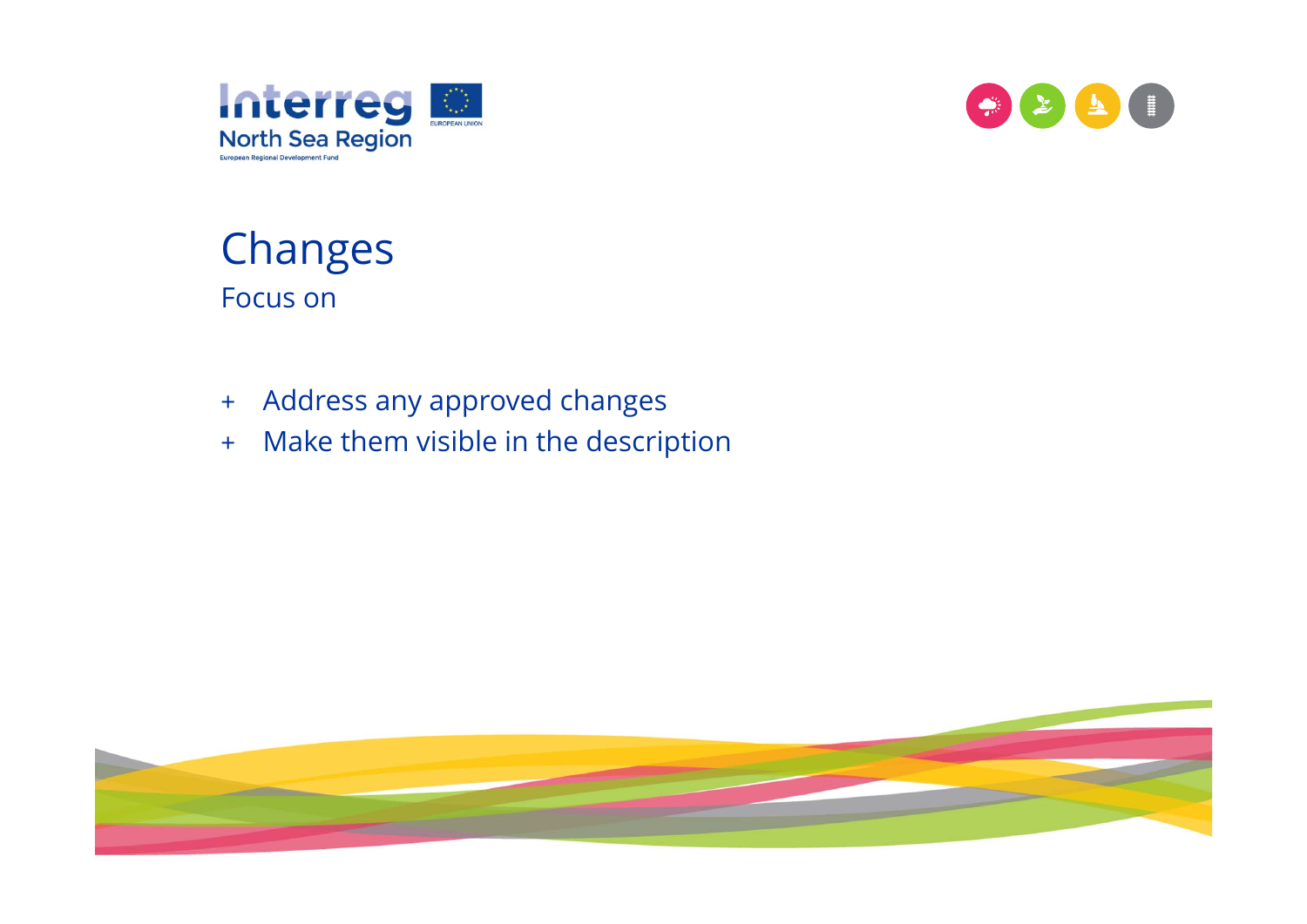# Changes

Focus on

- Address any approved changes
- Make them visible in the description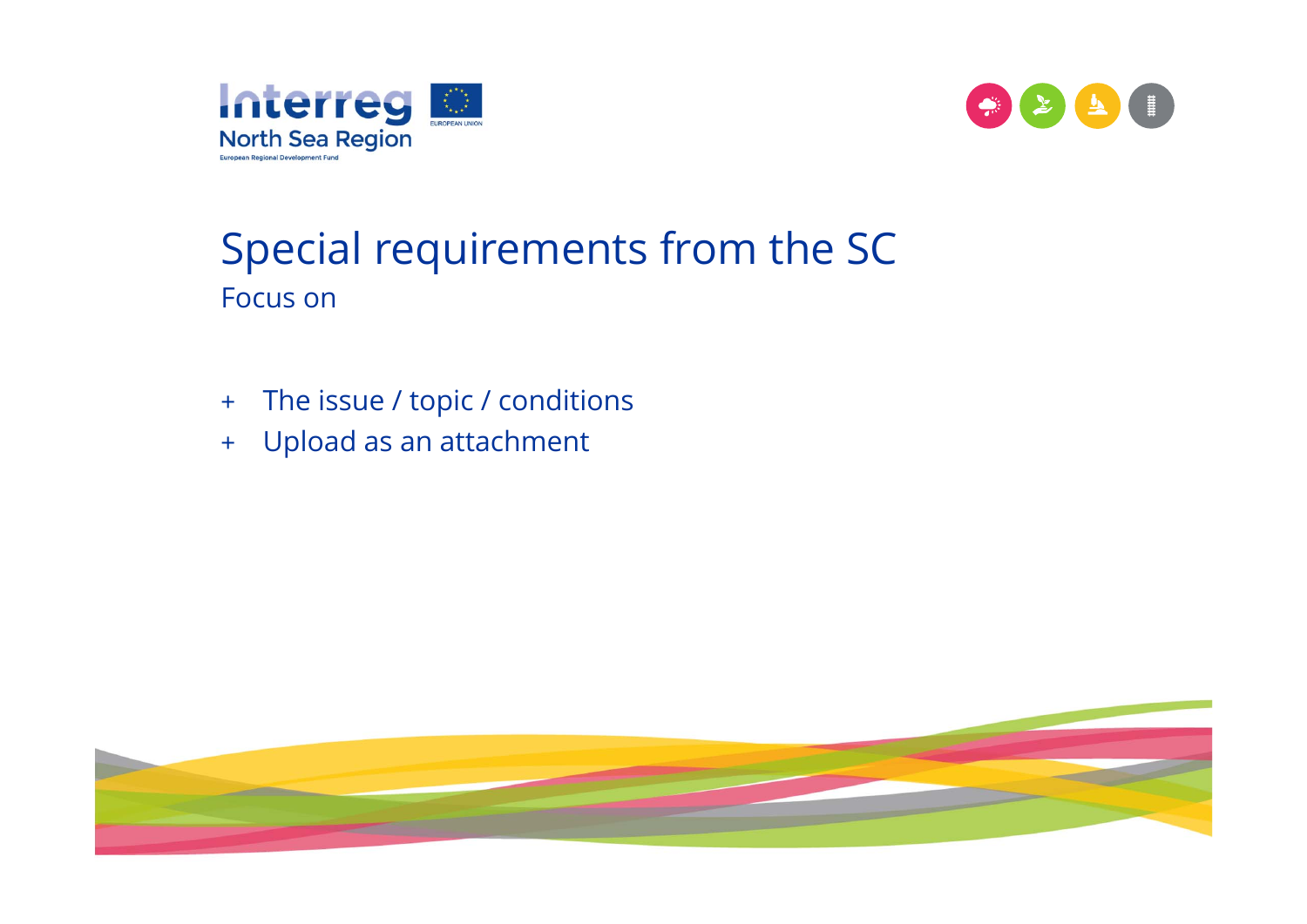# Special requirements from the SC

Focus on

+ The issue / topic / conditions
+ Upload as an attachment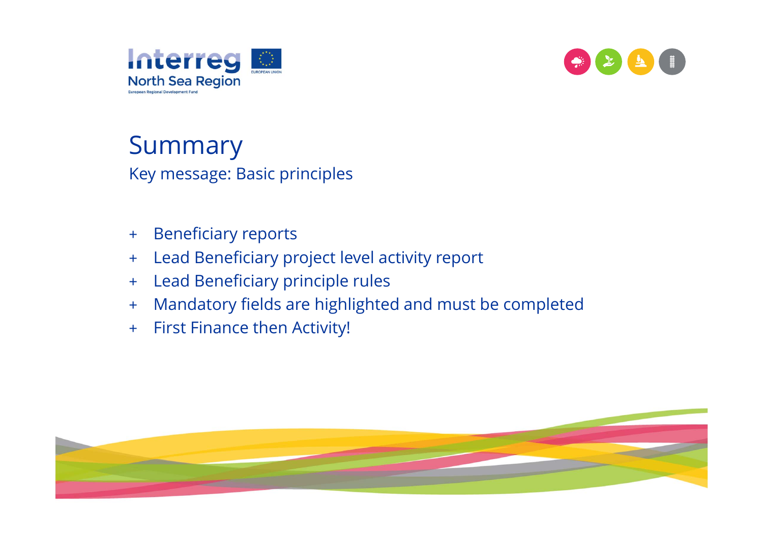# Summary

Key message: Basic principles

- Beneficiary reports
- Lead Beneficiary project level activity report
- Lead Beneficiary principle rules
- Mandatory fields are highlighted and must be completed
- First Finance then Activity!